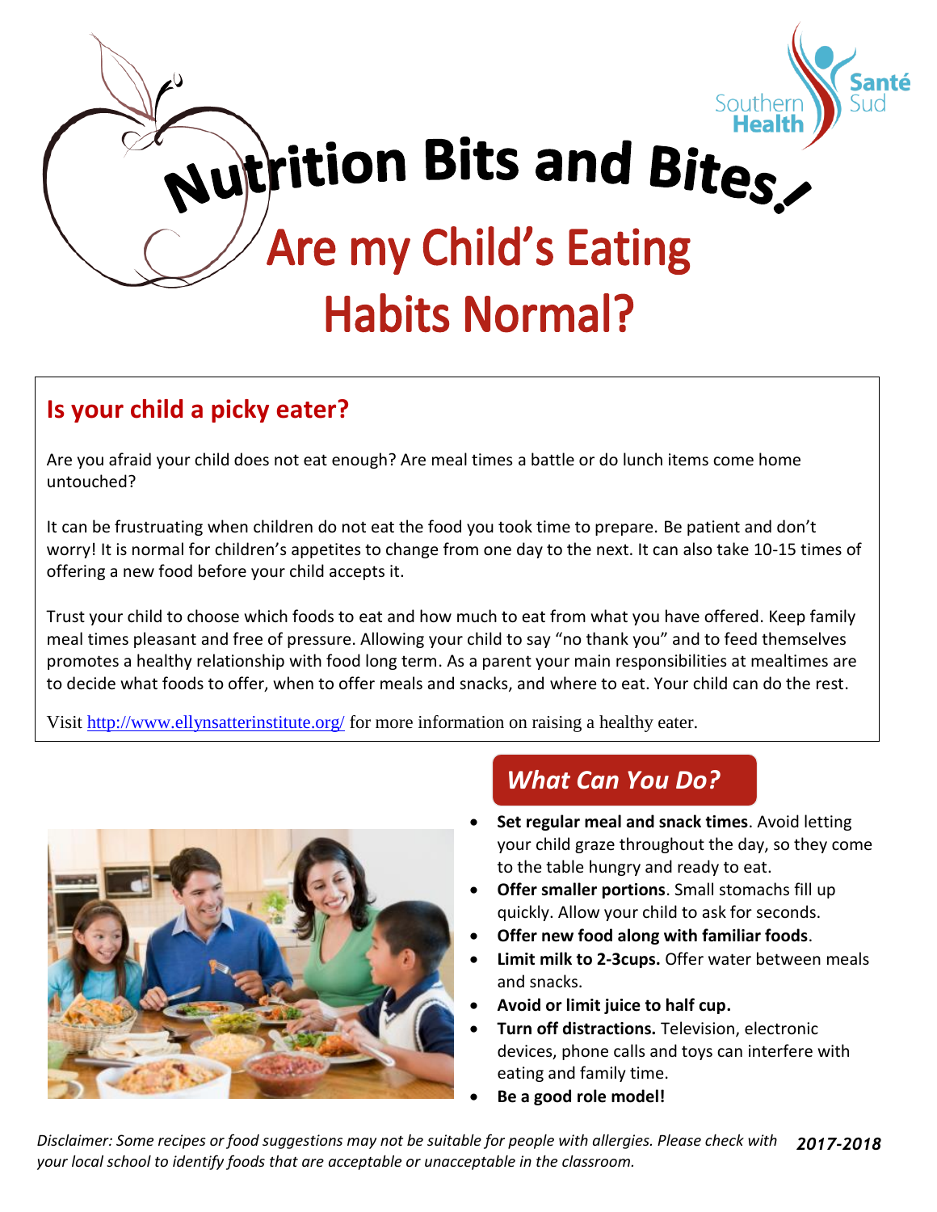Southern Health Santé Sud

# Nutrition Bits and Bites!

# Are my Child's Eating Habits Normal?

## Is your child a picky eater?

Are you afraid your child does not eat enough? Are meal times a battle or do lunch items come home untouched?

It can be frustrating when children do not eat the food you took time to prepare. Be patient and don't worry! It is normal for children's appetites to change from one day to the next. It can also take 10-15 times of offering a new food before your child accepts it.

Trust your child to choose which foods to eat and how much to eat from what you have offered. Keep family meal times pleasant and free of pressure. Allowing your child to say "no thank you" and to feed themselves promotes a healthy relationship with food long term. As a parent your main responsibilities at mealtimes are to decide what foods to offer, when to offer meals and snacks, and where to eat. Your child can do the rest.

Visit http://www.ellynsatterinstitute.org/ for more information on raising a healthy eater.

## *What Can You Do?*

- **Set regular meal and snack times**. Avoid letting your child graze throughout the day, so they come to the table hungry and ready to eat.
- **Offer smaller portions**. Small stomachs fill up quickly. Allow your child to ask for seconds.
- **Offer new food along with familiar foods**.
- **Limit milk to 2-3cups.** Offer water between meals and snacks.
- **Avoid or limit juice to half cup.**
- **Turn off distractions.** Television, electronic devices, phone calls and toys can interfere with eating and family time.
- **Be a good role model!**

*Disclaimer: Some recipes or food suggestions may not be suitable for people with allergies. Please check with your local school to identify foods that are acceptable or unacceptable in the classroom.* ***2017-2018***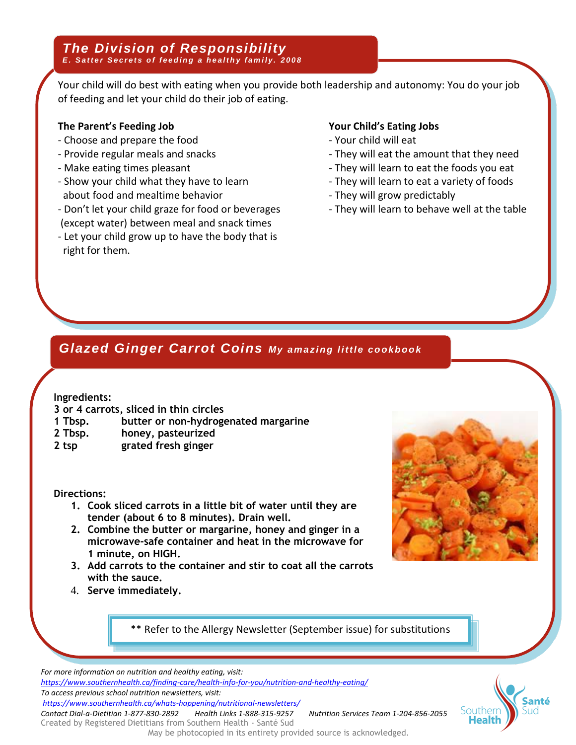## The Division of Responsibility

*E. Satter Secrets of feeding a healthy family. 2008*

Your child will do best with eating when you provide both leadership and autonomy: You do your job of feeding and let your child do their job of eating.

**The Parent's Feeding Job**

- Choose and prepare the food
- Provide regular meals and snacks
- Make eating times pleasant
- Show your child what they have to learn about food and mealtime behavior
- Don't let your child graze for food or beverages (except water) between meal and snack times
- Let your child grow up to have the body that is right for them.

**Your Child's Eating Jobs**

- Your child will eat
- They will eat the amount that they need
- They will learn to eat the foods you eat
- They will learn to eat a variety of foods
- They will grow predictably
- They will learn to behave well at the table

## Glazed Ginger Carrot Coins *My amazing little cookbook*

**Ingredients:**

**3 or 4 carrots, sliced in thin circles**
**1 Tbsp. butter or non-hydrogenated margarine**
**2 Tbsp. honey, pasteurized**
**2 tsp grated fresh ginger**

**Directions:**

1. **Cook sliced carrots in a little bit of water until they are tender (about 6 to 8 minutes). Drain well.**
2. **Combine the butter or margarine, honey and ginger in a microwave-safe container and heat in the microwave for 1 minute, on HIGH.**
3. **Add carrots to the container and stir to coat all the carrots with the sauce.**
4. **Serve immediately.**

** Refer to the Allergy Newsletter (September issue) for substitutions

*For more information on nutrition and healthy eating, visit:*
*https://www.southernhealth.ca/finding-care/health-info-for-you/nutrition-and-healthy-eating/*
*To access previous school nutrition newsletters, visit:*
*https://www.southernhealth.ca/whats-happening/nutritional-newsletters/*
*Contact Dial-a-Dietitian 1-877-830-2892 Health Links 1-888-315-9257 Nutrition Services Team 1-204-856-2055*
Created by Registered Dietitians from Southern Health - Santé Sud
May be photocopied in its entirety provided source is acknowledged.

Southern Health Santé Sud